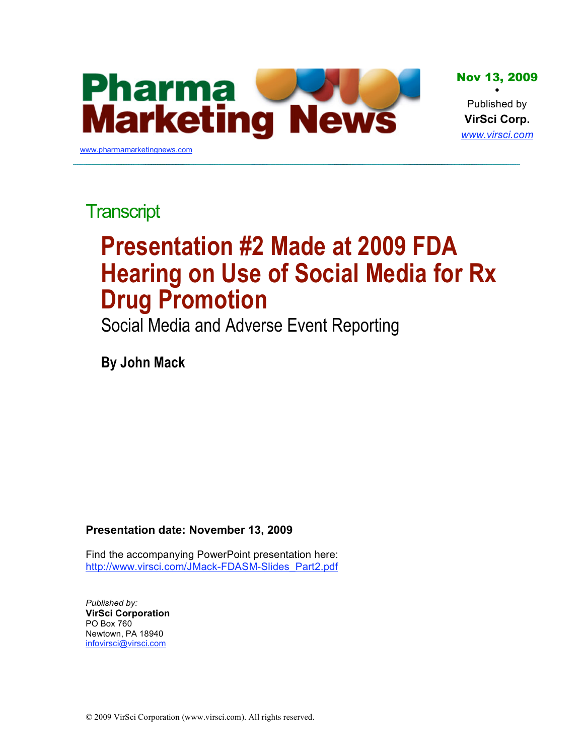# Pharma Marketing News

www.pharmamarketingnews.com

**Nov 13, 2009**

•

Published by
**VirSci Corp.**
www.virsci.com

Transcript

# Presentation #2 Made at 2009 FDA Hearing on Use of Social Media for Rx Drug Promotion

## Social Media and Adverse Event Reporting

**By John Mack**

**Presentation date: November 13, 2009**

Find the accompanying PowerPoint presentation here:
http://www.virsci.com/JMack-FDASM-Slides_Part2.pdf

*Published by:*
**VirSci Corporation**
PO Box 760
Newtown, PA 18940
infovirsci@virsci.com

© 2009 VirSci Corporation (www.virsci.com). All rights reserved.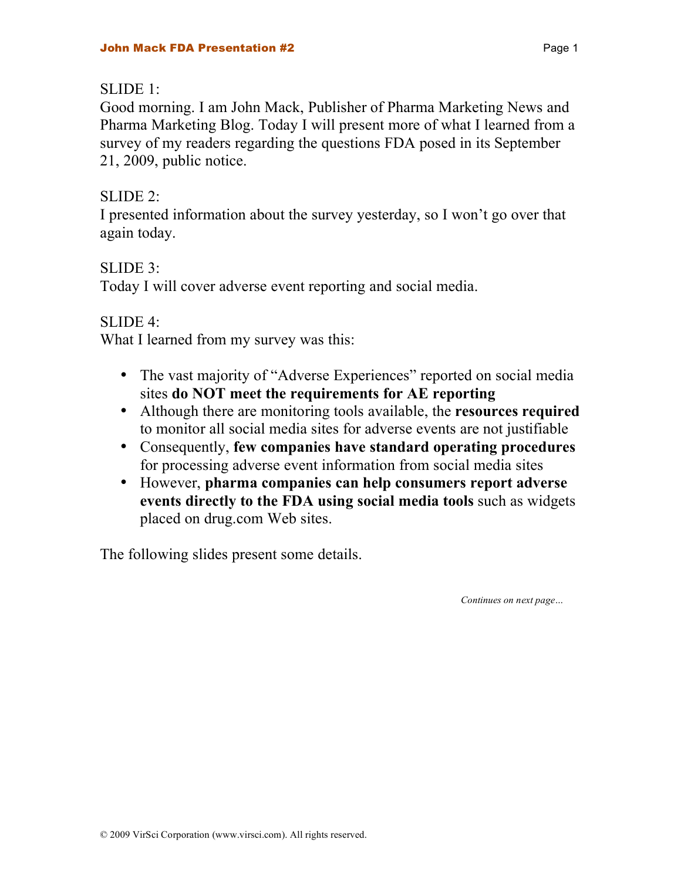SLIDE 1:
Good morning. I am John Mack, Publisher of Pharma Marketing News and Pharma Marketing Blog. Today I will present more of what I learned from a survey of my readers regarding the questions FDA posed in its September 21, 2009, public notice.

SLIDE 2:
I presented information about the survey yesterday, so I won't go over that again today.

SLIDE 3:
Today I will cover adverse event reporting and social media.

SLIDE 4:
What I learned from my survey was this:

- The vast majority of "Adverse Experiences" reported on social media sites **do NOT meet the requirements for AE reporting**
- Although there are monitoring tools available, the **resources required** to monitor all social media sites for adverse events are not justifiable
- Consequently, **few companies have standard operating procedures** for processing adverse event information from social media sites
- However, **pharma companies can help consumers report adverse events directly to the FDA using social media tools** such as widgets placed on drug.com Web sites.

The following slides present some details.

*Continues on next page…*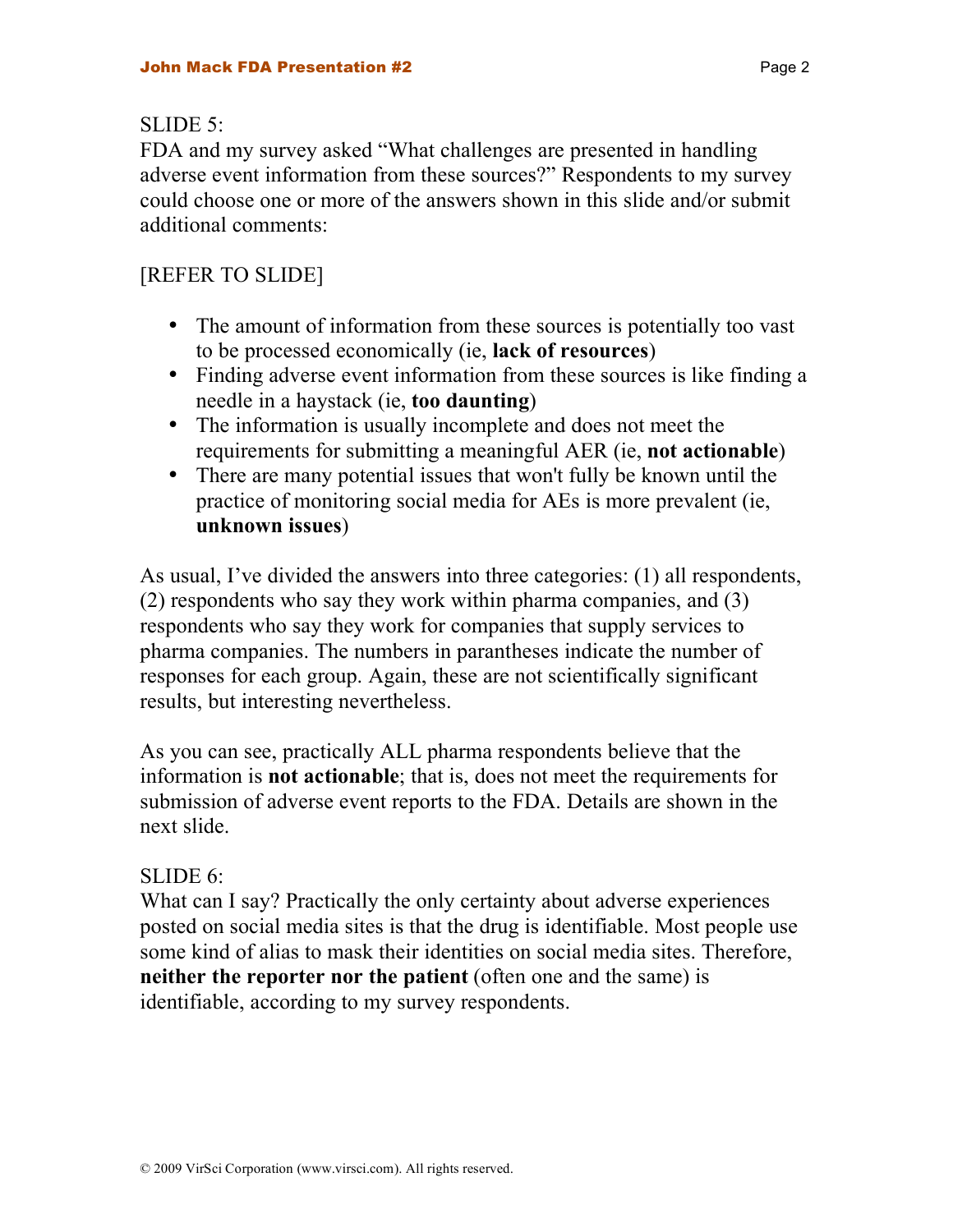SLIDE 5:

FDA and my survey asked "What challenges are presented in handling adverse event information from these sources?" Respondents to my survey could choose one or more of the answers shown in this slide and/or submit additional comments:

[REFER TO SLIDE]

- The amount of information from these sources is potentially too vast to be processed economically (ie, **lack of resources**)
- Finding adverse event information from these sources is like finding a needle in a haystack (ie, **too daunting**)
- The information is usually incomplete and does not meet the requirements for submitting a meaningful AER (ie, **not actionable**)
- There are many potential issues that won't fully be known until the practice of monitoring social media for AEs is more prevalent (ie, **unknown issues**)

As usual, I've divided the answers into three categories: (1) all respondents, (2) respondents who say they work within pharma companies, and (3) respondents who say they work for companies that supply services to pharma companies. The numbers in parantheses indicate the number of responses for each group. Again, these are not scientifically significant results, but interesting nevertheless.

As you can see, practically ALL pharma respondents believe that the information is **not actionable**; that is, does not meet the requirements for submission of adverse event reports to the FDA. Details are shown in the next slide.

SLIDE 6:

What can I say? Practically the only certainty about adverse experiences posted on social media sites is that the drug is identifiable. Most people use some kind of alias to mask their identities on social media sites. Therefore, **neither the reporter nor the patient** (often one and the same) is identifiable, according to my survey respondents.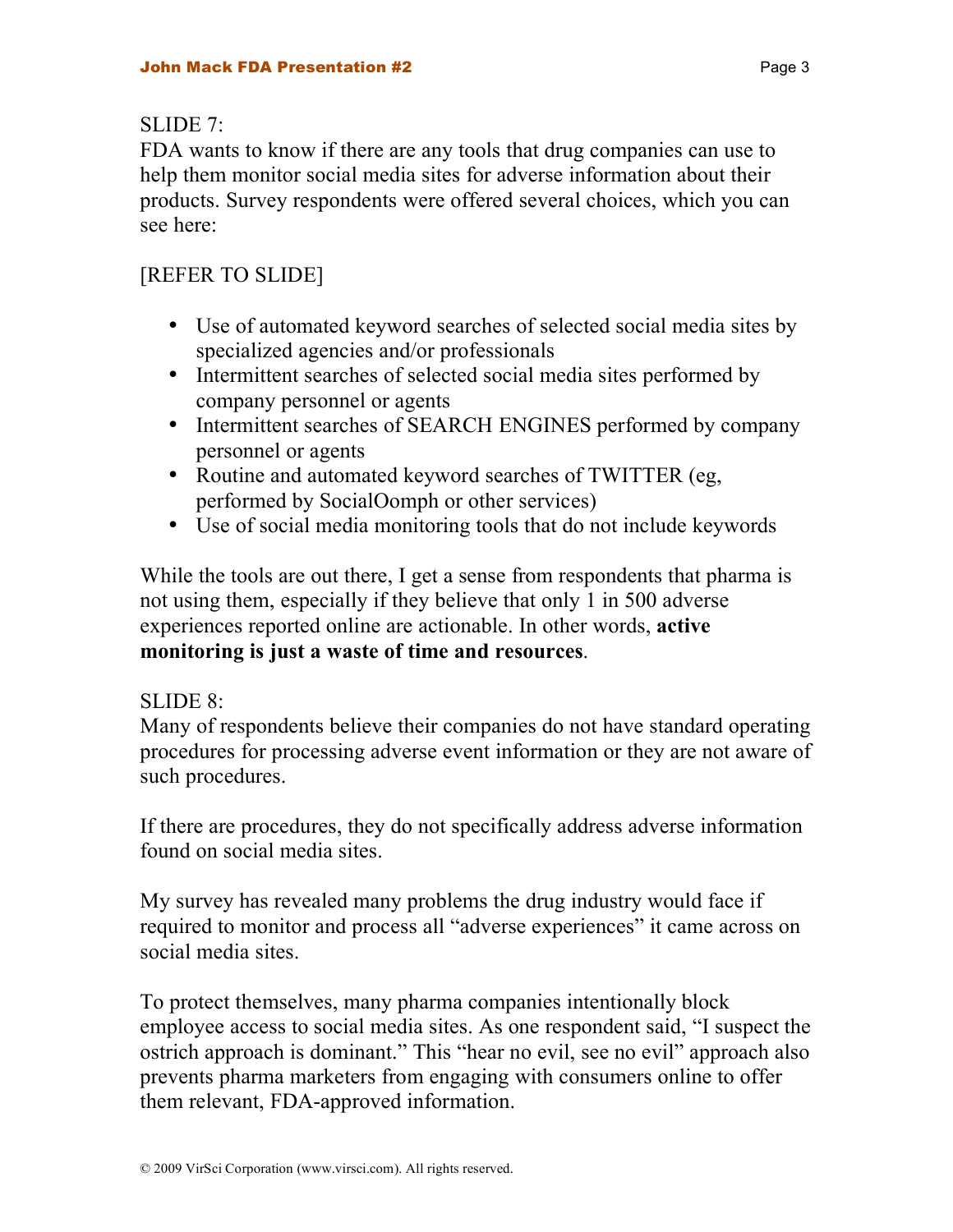SLIDE 7:
FDA wants to know if there are any tools that drug companies can use to help them monitor social media sites for adverse information about their products. Survey respondents were offered several choices, which you can see here:

[REFER TO SLIDE]

- Use of automated keyword searches of selected social media sites by specialized agencies and/or professionals
- Intermittent searches of selected social media sites performed by company personnel or agents
- Intermittent searches of SEARCH ENGINES performed by company personnel or agents
- Routine and automated keyword searches of TWITTER (eg, performed by SocialOomph or other services)
- Use of social media monitoring tools that do not include keywords

While the tools are out there, I get a sense from respondents that pharma is not using them, especially if they believe that only 1 in 500 adverse experiences reported online are actionable. In other words, **active monitoring is just a waste of time and resources**.

SLIDE 8:
Many of respondents believe their companies do not have standard operating procedures for processing adverse event information or they are not aware of such procedures.

If there are procedures, they do not specifically address adverse information found on social media sites.

My survey has revealed many problems the drug industry would face if required to monitor and process all "adverse experiences" it came across on social media sites.

To protect themselves, many pharma companies intentionally block employee access to social media sites. As one respondent said, "I suspect the ostrich approach is dominant." This "hear no evil, see no evil" approach also prevents pharma marketers from engaging with consumers online to offer them relevant, FDA-approved information.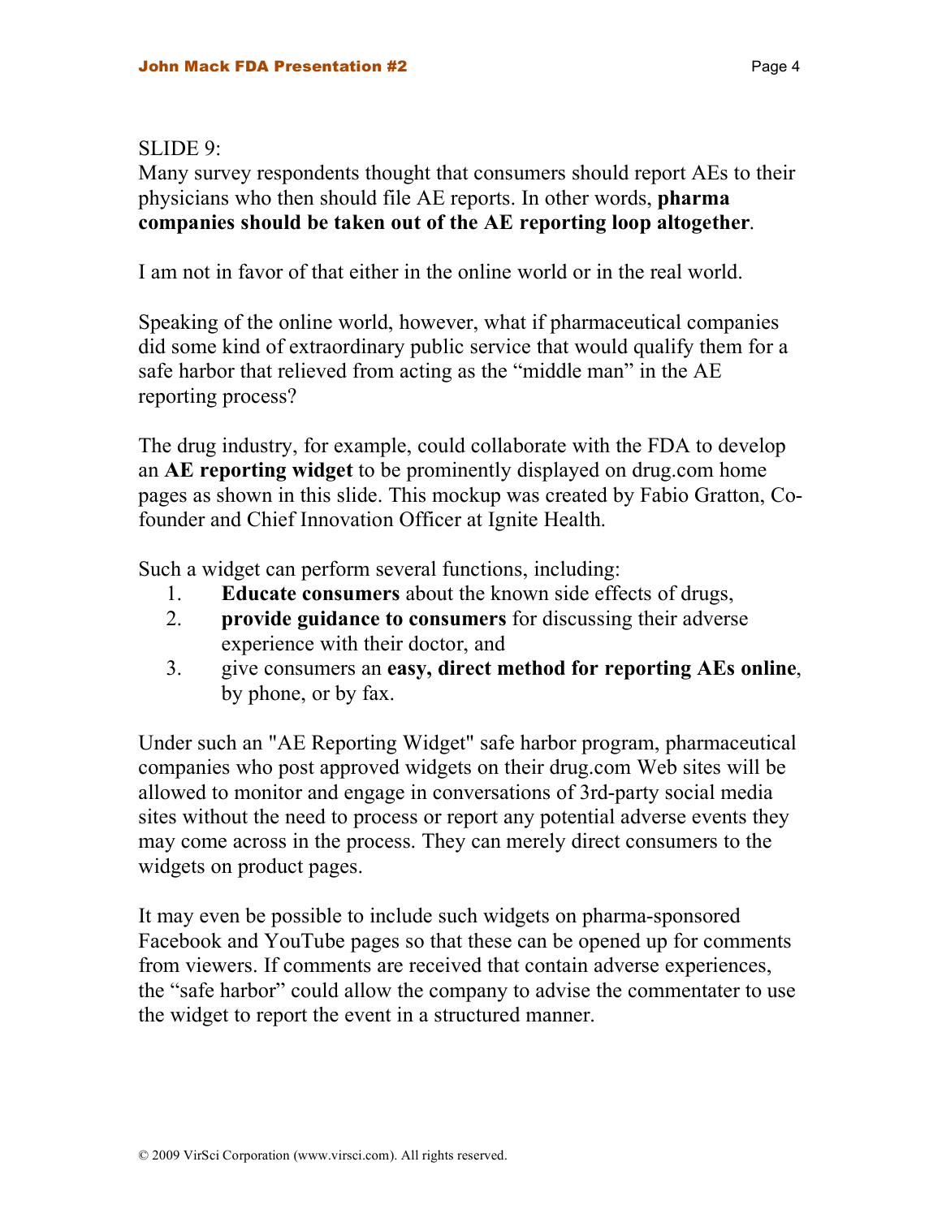SLIDE 9:

Many survey respondents thought that consumers should report AEs to their physicians who then should file AE reports. In other words, **pharma companies should be taken out of the AE reporting loop altogether**.

I am not in favor of that either in the online world or in the real world.

Speaking of the online world, however, what if pharmaceutical companies did some kind of extraordinary public service that would qualify them for a safe harbor that relieved from acting as the "middle man" in the AE reporting process?

The drug industry, for example, could collaborate with the FDA to develop an **AE reporting widget** to be prominently displayed on drug.com home pages as shown in this slide. This mockup was created by Fabio Gratton, Co-founder and Chief Innovation Officer at Ignite Health.

Such a widget can perform several functions, including:

1. **Educate consumers** about the known side effects of drugs,
2. **provide guidance to consumers** for discussing their adverse experience with their doctor, and
3. give consumers an **easy, direct method for reporting AEs online**, by phone, or by fax.

Under such an "AE Reporting Widget" safe harbor program, pharmaceutical companies who post approved widgets on their drug.com Web sites will be allowed to monitor and engage in conversations of 3rd-party social media sites without the need to process or report any potential adverse events they may come across in the process. They can merely direct consumers to the widgets on product pages.

It may even be possible to include such widgets on pharma-sponsored Facebook and YouTube pages so that these can be opened up for comments from viewers. If comments are received that contain adverse experiences, the "safe harbor" could allow the company to advise the commentater to use the widget to report the event in a structured manner.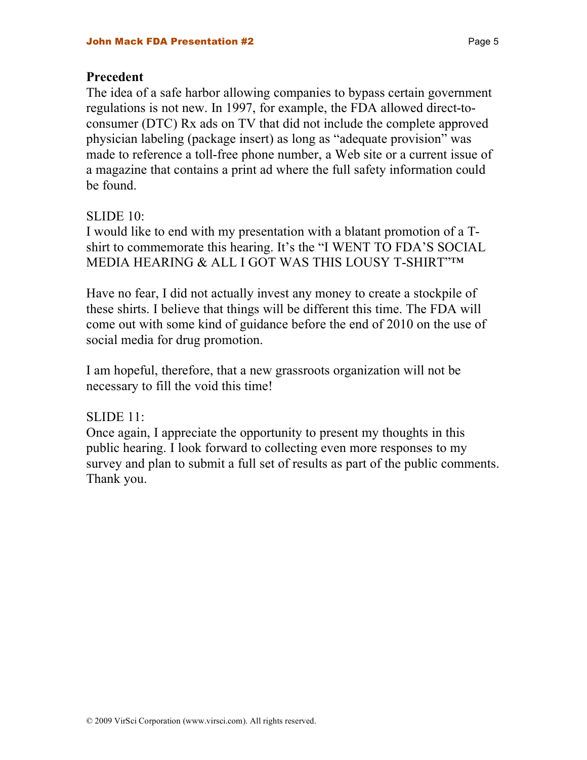**Precedent**

The idea of a safe harbor allowing companies to bypass certain government regulations is not new. In 1997, for example, the FDA allowed direct-to-consumer (DTC) Rx ads on TV that did not include the complete approved physician labeling (package insert) as long as "adequate provision" was made to reference a toll-free phone number, a Web site or a current issue of a magazine that contains a print ad where the full safety information could be found.

SLIDE 10:

I would like to end with my presentation with a blatant promotion of a T-shirt to commemorate this hearing. It's the "I WENT TO FDA'S SOCIAL MEDIA HEARING & ALL I GOT WAS THIS LOUSY T-SHIRT"™

Have no fear, I did not actually invest any money to create a stockpile of these shirts. I believe that things will be different this time. The FDA will come out with some kind of guidance before the end of 2010 on the use of social media for drug promotion.

I am hopeful, therefore, that a new grassroots organization will not be necessary to fill the void this time!

SLIDE 11:

Once again, I appreciate the opportunity to present my thoughts in this public hearing. I look forward to collecting even more responses to my survey and plan to submit a full set of results as part of the public comments. Thank you.

© 2009 VirSci Corporation (www.virsci.com). All rights reserved.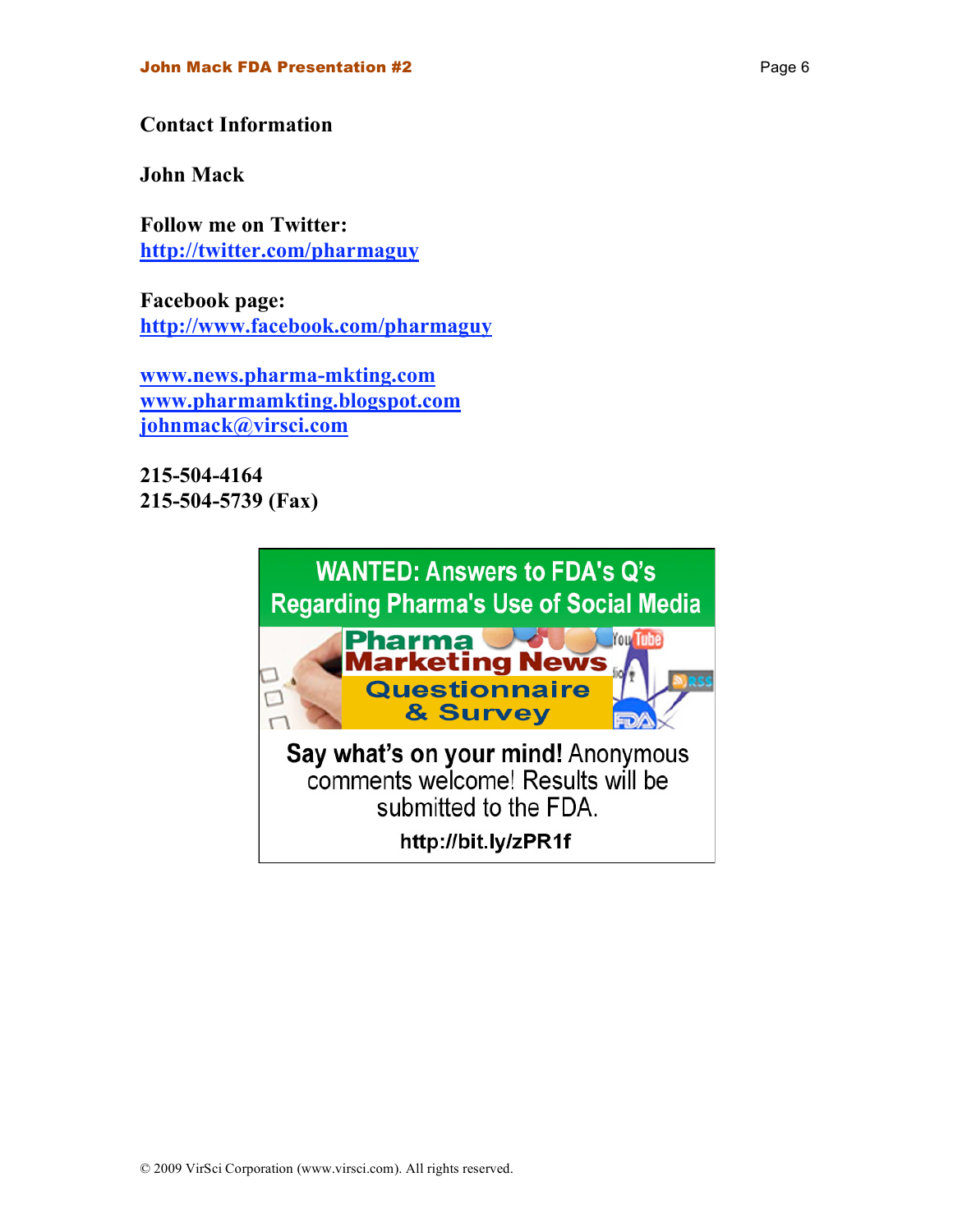**Contact Information**

**John Mack**

**Follow me on Twitter:**
**http://twitter.com/pharmaguy**

**Facebook page:**
**http://www.facebook.com/pharmaguy**

**www.news.pharma-mkting.com**
**www.pharmamkting.blogspot.com**
**johnmack@virsci.com**

**215-504-4164**
**215-504-5739 (Fax)**

WANTED: Answers to FDA's Q's Regarding Pharma's Use of Social Media

Pharma Marketing News Questionnaire & Survey

**Say what's on your mind!** Anonymous comments welcome! Results will be submitted to the FDA.

**http://bit.ly/zPR1f**

© 2009 VirSci Corporation (www.virsci.com). All rights reserved.